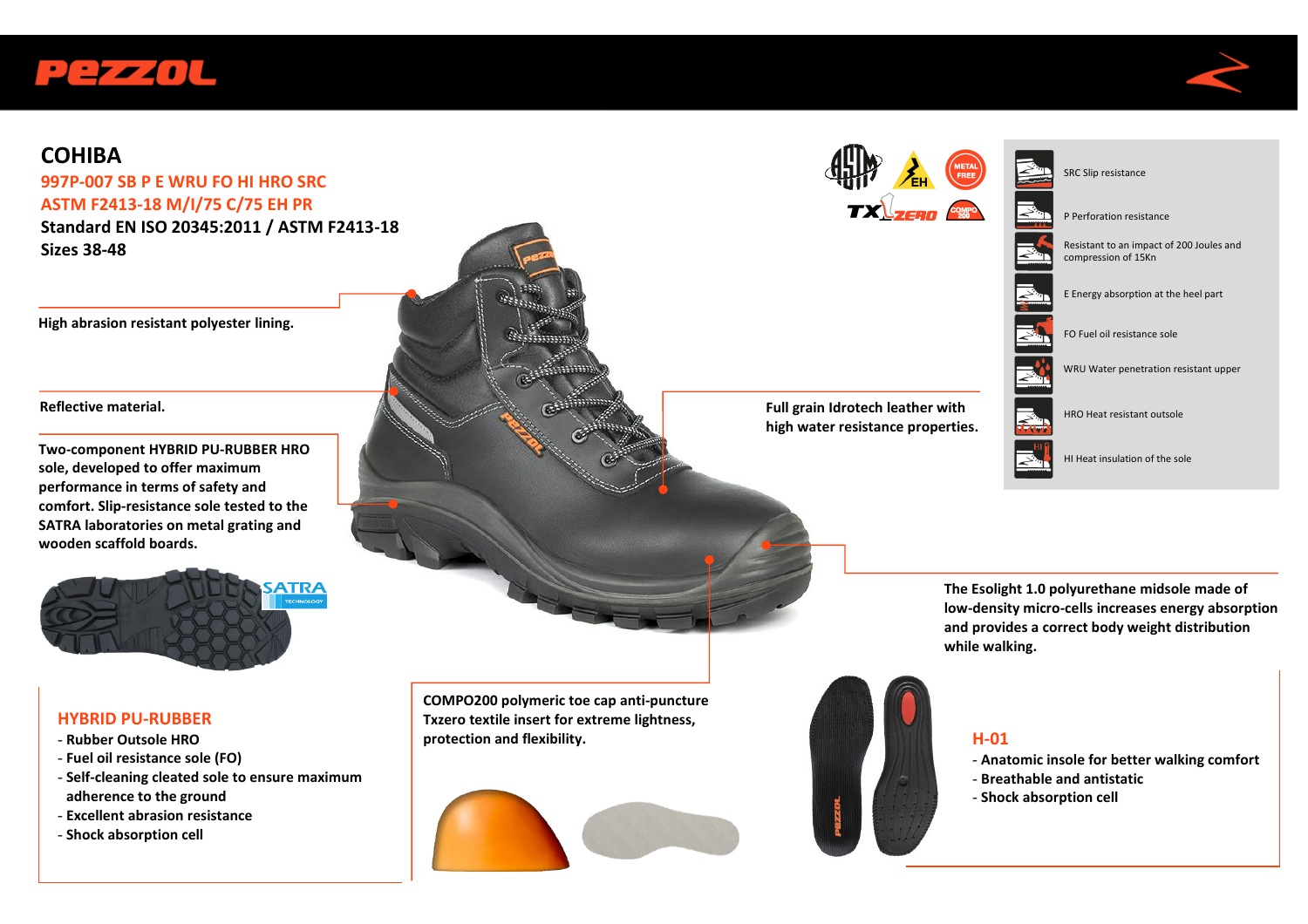# COHIBA

**997P-007 SB P E WRU FO HI HRO SRC**
**ASTM F2413-18 M/I/75 C/75 EH PR**
**Standard EN ISO 20345:2011 / ASTM F2413-18**
**Sizes 38-48**

- SRC Slip resistance
- P Perforation resistance
- Resistant to an impact of 200 Joules and compression of 15Kn
- E Energy absorption at the heel part
- FO Fuel oil resistance sole
- WRU Water penetration resistant upper
- HRO Heat resistant outsole
- HI Heat insulation of the sole

**High abrasion resistant polyester lining.**

**Reflective material.**

**Two-component HYBRID PU-RUBBER HRO sole, developed to offer maximum performance in terms of safety and comfort. Slip-resistance sole tested to the SATRA laboratories on metal grating and wooden scaffold boards.**

**Full grain Idrotech leather with high water resistance properties.**

**The Esolight 1.0 polyurethane midsole made of low-density micro-cells increases energy absorption and provides a correct body weight distribution while walking.**

## HYBRID PU-RUBBER

- Rubber Outsole HRO
- Fuel oil resistance sole (FO)
- Self-cleaning cleated sole to ensure maximum adherence to the ground
- Excellent abrasion resistance
- Shock absorption cell

**COMPO200 polymeric toe cap anti-puncture Txzero textile insert for extreme lightness, protection and flexibility.**

## H-01

- Anatomic insole for better walking comfort
- Breathable and antistatic
- Shock absorption cell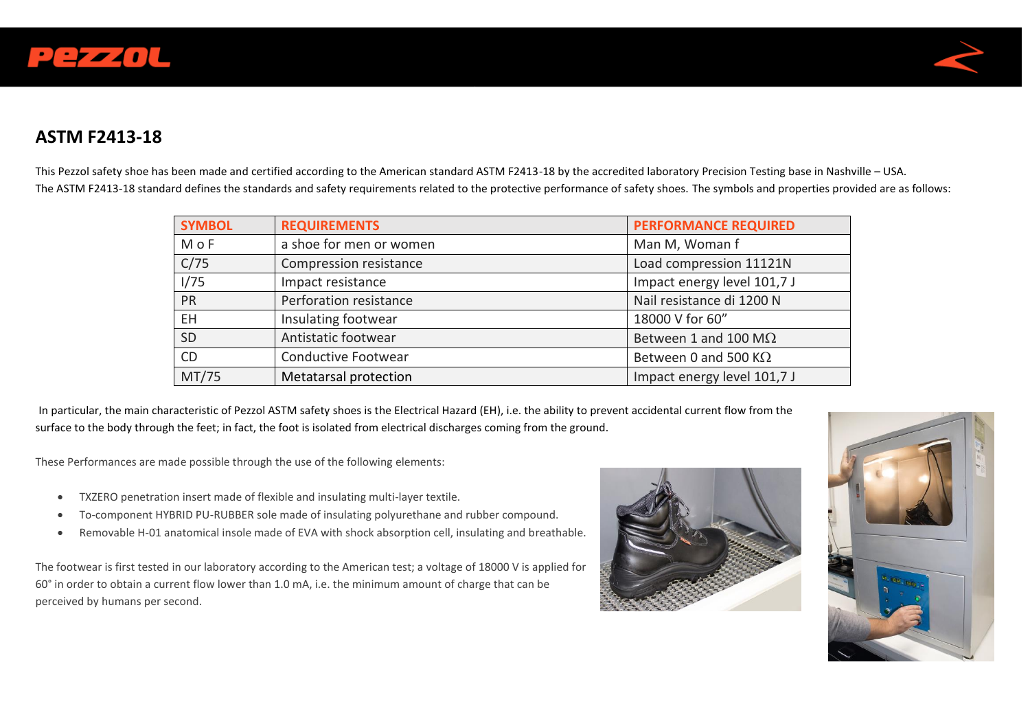## ASTM F2413-18

This Pezzol safety shoe has been made and certified according to the American standard ASTM F2413-18 by the accredited laboratory Precision Testing base in Nashville – USA.
The ASTM F2413-18 standard defines the standards and safety requirements related to the protective performance of safety shoes. The symbols and properties provided are as follows:

| SYMBOL | REQUIREMENTS | PERFORMANCE REQUIRED |
|---|---|---|
| M o F | a shoe for men or women | Man M, Woman f |
| C/75 | Compression resistance | Load compression 11121N |
| I/75 | Impact resistance | Impact energy level 101,7 J |
| PR | Perforation resistance | Nail resistance di 1200 N |
| EH | Insulating footwear | 18000 V for 60" |
| SD | Antistatic footwear | Between 1 and 100 MΩ |
| CD | Conductive Footwear | Between 0 and 500 KΩ |
| MT/75 | Metatarsal protection | Impact energy level 101,7 J |

In particular, the main characteristic of Pezzol ASTM safety shoes is the Electrical Hazard (EH), i.e. the ability to prevent accidental current flow from the surface to the body through the feet; in fact, the foot is isolated from electrical discharges coming from the ground.

These Performances are made possible through the use of the following elements:

- TXZERO penetration insert made of flexible and insulating multi-layer textile.
- To-component HYBRID PU-RUBBER sole made of insulating polyurethane and rubber compound.
- Removable H-01 anatomical insole made of EVA with shock absorption cell, insulating and breathable.

The footwear is first tested in our laboratory according to the American test; a voltage of 18000 V is applied for 60° in order to obtain a current flow lower than 1.0 mA, i.e. the minimum amount of charge that can be perceived by humans per second.